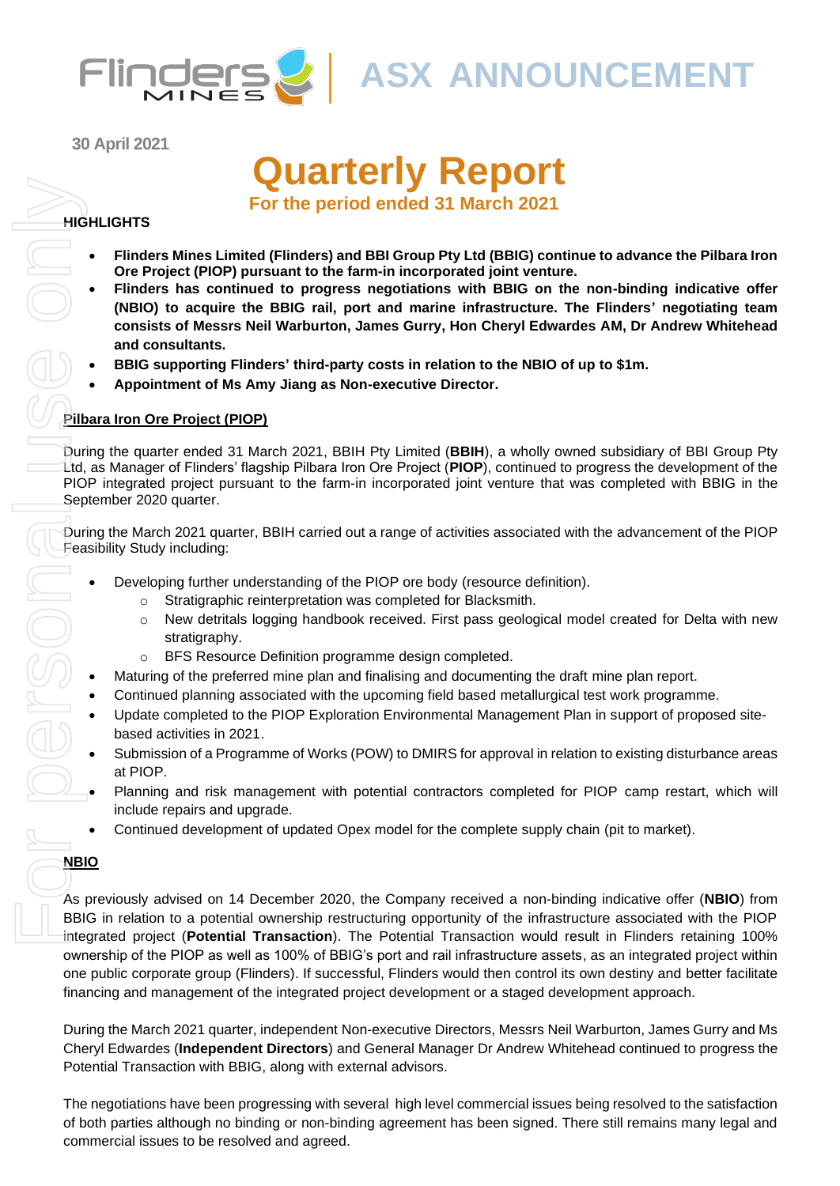# ASX ANNOUNCEMENT

30 April 2021

# Quarterly Report

## For the period ended 31 March 2021

### HIGHLIGHTS

- **Flinders Mines Limited (Flinders) and BBI Group Pty Ltd (BBIG) continue to advance the Pilbara Iron Ore Project (PIOP) pursuant to the farm-in incorporated joint venture.**
- **Flinders has continued to progress negotiations with BBIG on the non-binding indicative offer (NBIO) to acquire the BBIG rail, port and marine infrastructure. The Flinders' negotiating team consists of Messrs Neil Warburton, James Gurry, Hon Cheryl Edwardes AM, Dr Andrew Whitehead and consultants.**
- **BBIG supporting Flinders' third-party costs in relation to the NBIO of up to $1m.**
- **Appointment of Ms Amy Jiang as Non-executive Director.**

### Pilbara Iron Ore Project (PIOP)

During the quarter ended 31 March 2021, BBIH Pty Limited (**BBIH**), a wholly owned subsidiary of BBI Group Pty Ltd, as Manager of Flinders' flagship Pilbara Iron Ore Project (**PIOP**), continued to progress the development of the PIOP integrated project pursuant to the farm-in incorporated joint venture that was completed with BBIG in the September 2020 quarter.

During the March 2021 quarter, BBIH carried out a range of activities associated with the advancement of the PIOP Feasibility Study including:

- Developing further understanding of the PIOP ore body (resource definition).
  - Stratigraphic reinterpretation was completed for Blacksmith.
  - New detritals logging handbook received. First pass geological model created for Delta with new stratigraphy.
  - BFS Resource Definition programme design completed.
- Maturing of the preferred mine plan and finalising and documenting the draft mine plan report.
- Continued planning associated with the upcoming field based metallurgical test work programme.
- Update completed to the PIOP Exploration Environmental Management Plan in support of proposed site-based activities in 2021.
- Submission of a Programme of Works (POW) to DMIRS for approval in relation to existing disturbance areas at PIOP.
- Planning and risk management with potential contractors completed for PIOP camp restart, which will include repairs and upgrade.
- Continued development of updated Opex model for the complete supply chain (pit to market).

### NBIO

As previously advised on 14 December 2020, the Company received a non-binding indicative offer (**NBIO**) from BBIG in relation to a potential ownership restructuring opportunity of the infrastructure associated with the PIOP integrated project (**Potential Transaction**). The Potential Transaction would result in Flinders retaining 100% ownership of the PIOP as well as 100% of BBIG's port and rail infrastructure assets, as an integrated project within one public corporate group (Flinders). If successful, Flinders would then control its own destiny and better facilitate financing and management of the integrated project development or a staged development approach.

During the March 2021 quarter, independent Non-executive Directors, Messrs Neil Warburton, James Gurry and Ms Cheryl Edwardes (**Independent Directors**) and General Manager Dr Andrew Whitehead continued to progress the Potential Transaction with BBIG, along with external advisors.

The negotiations have been progressing with several high level commercial issues being resolved to the satisfaction of both parties although no binding or non-binding agreement has been signed. There still remains many legal and commercial issues to be resolved and agreed.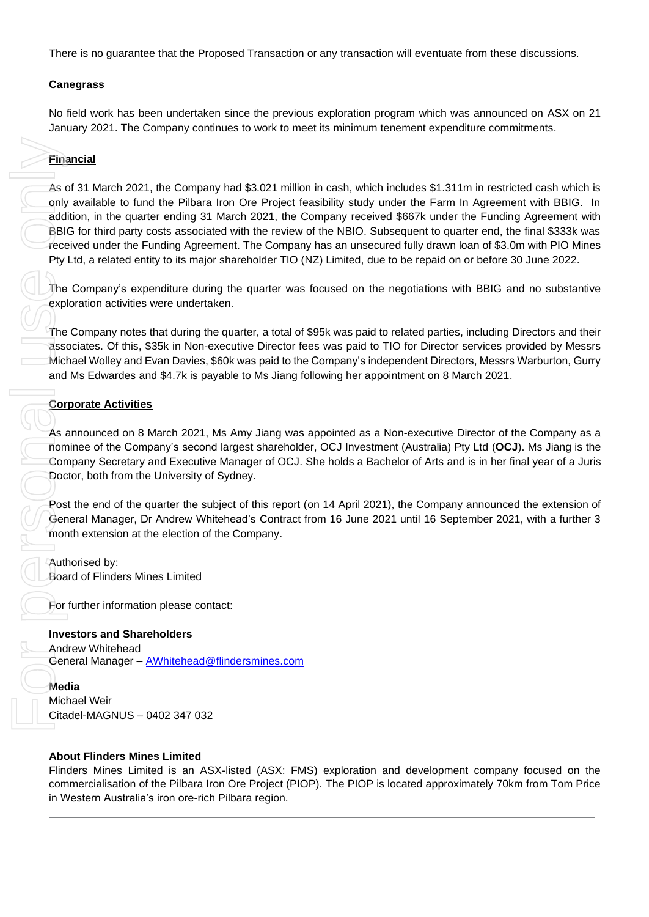There is no guarantee that the Proposed Transaction or any transaction will eventuate from these discussions.

**Canegrass**

No field work has been undertaken since the previous exploration program which was announced on ASX on 21 January 2021. The Company continues to work to meet its minimum tenement expenditure commitments.

## **Financial**

As of 31 March 2021, the Company had $3.021 million in cash, which includes $1.311m in restricted cash which is only available to fund the Pilbara Iron Ore Project feasibility study under the Farm In Agreement with BBIG. In addition, in the quarter ending 31 March 2021, the Company received $667k under the Funding Agreement with BBIG for third party costs associated with the review of the NBIO. Subsequent to quarter end, the final $333k was received under the Funding Agreement. The Company has an unsecured fully drawn loan of $3.0m with PIO Mines Pty Ltd, a related entity to its major shareholder TIO (NZ) Limited, due to be repaid on or before 30 June 2022.

The Company's expenditure during the quarter was focused on the negotiations with BBIG and no substantive exploration activities were undertaken.

The Company notes that during the quarter, a total of $95k was paid to related parties, including Directors and their associates. Of this, $35k in Non-executive Director fees was paid to TIO for Director services provided by Messrs Michael Wolley and Evan Davies, $60k was paid to the Company's independent Directors, Messrs Warburton, Gurry and Ms Edwardes and $4.7k is payable to Ms Jiang following her appointment on 8 March 2021.

## **Corporate Activities**

As announced on 8 March 2021, Ms Amy Jiang was appointed as a Non-executive Director of the Company as a nominee of the Company's second largest shareholder, OCJ Investment (Australia) Pty Ltd (**OCJ**). Ms Jiang is the Company Secretary and Executive Manager of OCJ. She holds a Bachelor of Arts and is in her final year of a Juris Doctor, both from the University of Sydney.

Post the end of the quarter the subject of this report (on 14 April 2021), the Company announced the extension of General Manager, Dr Andrew Whitehead's Contract from 16 June 2021 until 16 September 2021, with a further 3 month extension at the election of the Company.

Authorised by:
Board of Flinders Mines Limited

For further information please contact:

**Investors and Shareholders**
Andrew Whitehead
General Manager – AWhitehead@flindersmines.com

**Media**
Michael Weir
Citadel-MAGNUS – 0402 347 032

**About Flinders Mines Limited**
Flinders Mines Limited is an ASX-listed (ASX: FMS) exploration and development company focused on the commercialisation of the Pilbara Iron Ore Project (PIOP). The PIOP is located approximately 70km from Tom Price in Western Australia's iron ore-rich Pilbara region.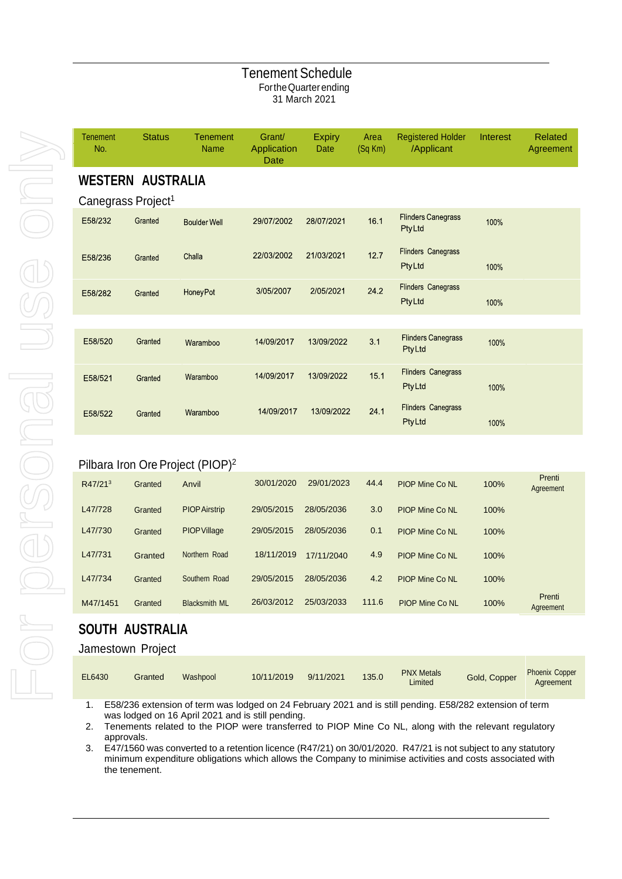# Tenement Schedule

For the Quarter ending
31 March 2021

| Tenement No. | Status | Tenement Name | Grant/ Application Date | Expiry Date | Area (Sq Km) | Registered Holder /Applicant | Interest | Related Agreement |
|---|---|---|---|---|---|---|---|---|
| **WESTERN AUSTRALIA** | | | | | | | | |
| Canegrass Project[1] | | | | | | | | |
| E58/232 | Granted | Boulder Well | 29/07/2002 | 28/07/2021 | 16.1 | Flinders Canegrass Pty Ltd | 100% | |
| E58/236 | Granted | Challa | 22/03/2002 | 21/03/2021 | 12.7 | Flinders Canegrass Pty Ltd | 100% | |
| E58/282 | Granted | Honey Pot | 3/05/2007 | 2/05/2021 | 24.2 | Flinders Canegrass Pty Ltd | 100% | |
| E58/520 | Granted | Waramboo | 14/09/2017 | 13/09/2022 | 3.1 | Flinders Canegrass Pty Ltd | 100% | |
| E58/521 | Granted | Waramboo | 14/09/2017 | 13/09/2022 | 15.1 | Flinders Canegrass Pty Ltd | 100% | |
| E58/522 | Granted | Waramboo | 14/09/2017 | 13/09/2022 | 24.1 | Flinders Canegrass Pty Ltd | 100% | |
| Pilbara Iron Ore Project (PIOP)[2] | | | | | | | | |
| R47/21[3] | Granted | Anvil | 30/01/2020 | 29/01/2023 | 44.4 | PIOP Mine Co NL | 100% | Prenti Agreement |
| L47/728 | Granted | PIOP Airstrip | 29/05/2015 | 28/05/2036 | 3.0 | PIOP Mine Co NL | 100% | |
| L47/730 | Granted | PIOP Village | 29/05/2015 | 28/05/2036 | 0.1 | PIOP Mine Co NL | 100% | |
| L47/731 | Granted | Northern Road | 18/11/2019 | 17/11/2040 | 4.9 | PIOP Mine Co NL | 100% | |
| L47/734 | Granted | Southern Road | 29/05/2015 | 28/05/2036 | 4.2 | PIOP Mine Co NL | 100% | |
| M47/1451 | Granted | Blacksmith ML | 26/03/2012 | 25/03/2033 | 111.6 | PIOP Mine Co NL | 100% | Prenti Agreement |
| **SOUTH AUSTRALIA** | | | | | | | | |
| Jamestown Project | | | | | | | | |
| EL6430 | Granted | Washpool | 10/11/2019 | 9/11/2021 | 135.0 | PNX Metals Limited | Gold, Copper | Phoenix Copper Agreement |

1. E58/236 extension of term was lodged on 24 February 2021 and is still pending. E58/282 extension of term was lodged on 16 April 2021 and is still pending.
2. Tenements related to the PIOP were transferred to PIOP Mine Co NL, along with the relevant regulatory approvals.
3. E47/1560 was converted to a retention licence (R47/21) on 30/01/2020. R47/21 is not subject to any statutory minimum expenditure obligations which allows the Company to minimise activities and costs associated with the tenement.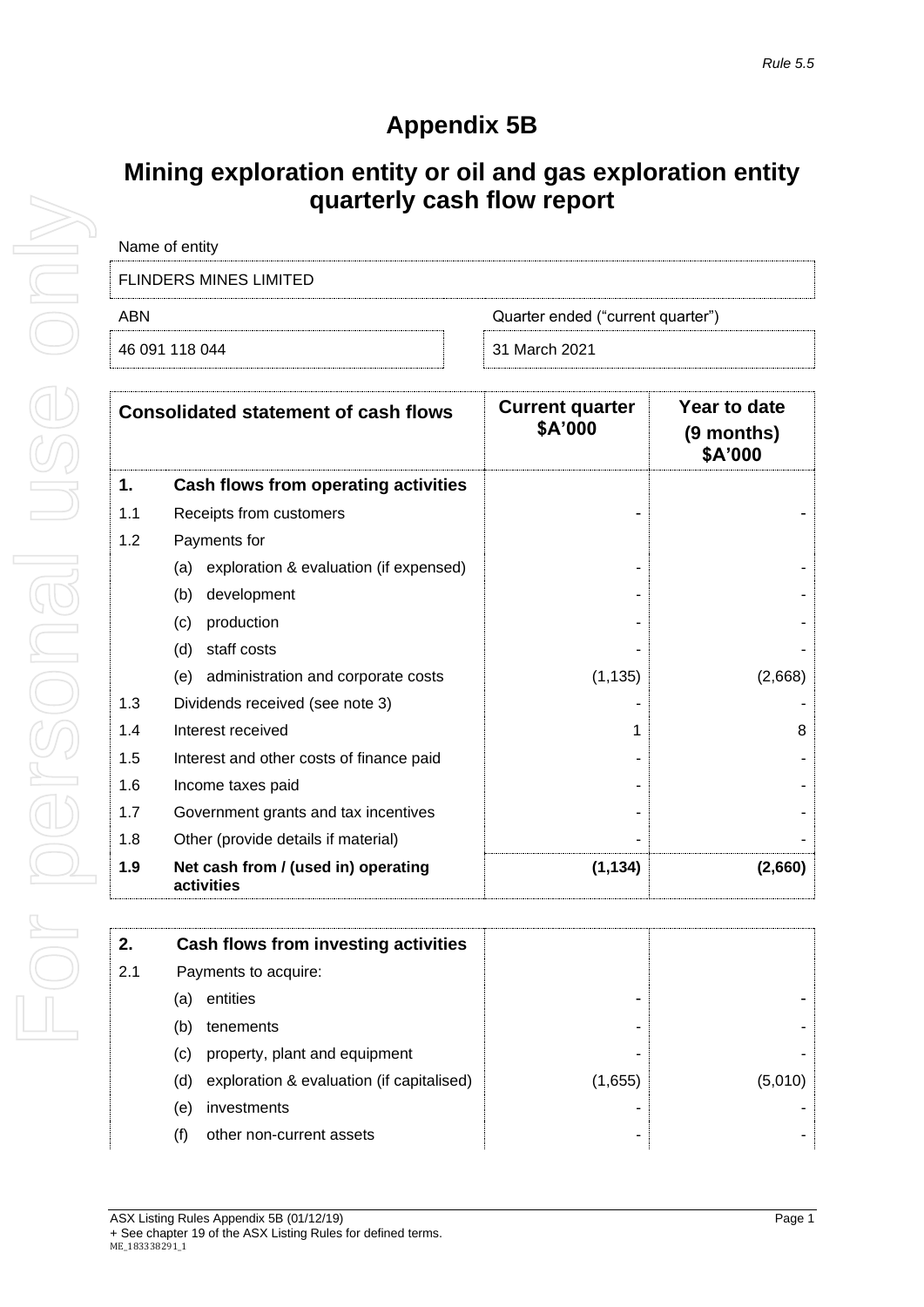*Rule 5.5*

# Appendix 5B

## Mining exploration entity or oil and gas exploration entity quarterly cash flow report

Name of entity

FLINDERS MINES LIMITED

| ABN | Quarter ended ("current quarter") |
|---|---|
| 46 091 118 044 | 31 March 2021 |

| | Consolidated statement of cash flows | Current quarter $A'000 | Year to date (9 months) $A'000 |
|---|---|---|---|
| **1.** | **Cash flows from operating activities** | | |
| 1.1 | Receipts from customers | - | - |
| 1.2 | Payments for | | |
| | (a) exploration & evaluation (if expensed) | - | - |
| | (b) development | - | - |
| | (c) production | - | - |
| | (d) staff costs | - | - |
| | (e) administration and corporate costs | (1,135) | (2,668) |
| 1.3 | Dividends received (see note 3) | - | - |
| 1.4 | Interest received | 1 | 8 |
| 1.5 | Interest and other costs of finance paid | - | - |
| 1.6 | Income taxes paid | - | - |
| 1.7 | Government grants and tax incentives | - | - |
| 1.8 | Other (provide details if material) | - | - |
| **1.9** | **Net cash from / (used in) operating activities** | **(1,134)** | **(2,660)** |

| | | | |
|---|---|---|---|
| **2.** | **Cash flows from investing activities** | | |
| 2.1 | Payments to acquire: | | |
| | (a) entities | - | - |
| | (b) tenements | - | - |
| | (c) property, plant and equipment | - | - |
| | (d) exploration & evaluation (if capitalised) | (1,655) | (5,010) |
| | (e) investments | - | - |
| | (f) other non-current assets | - | - |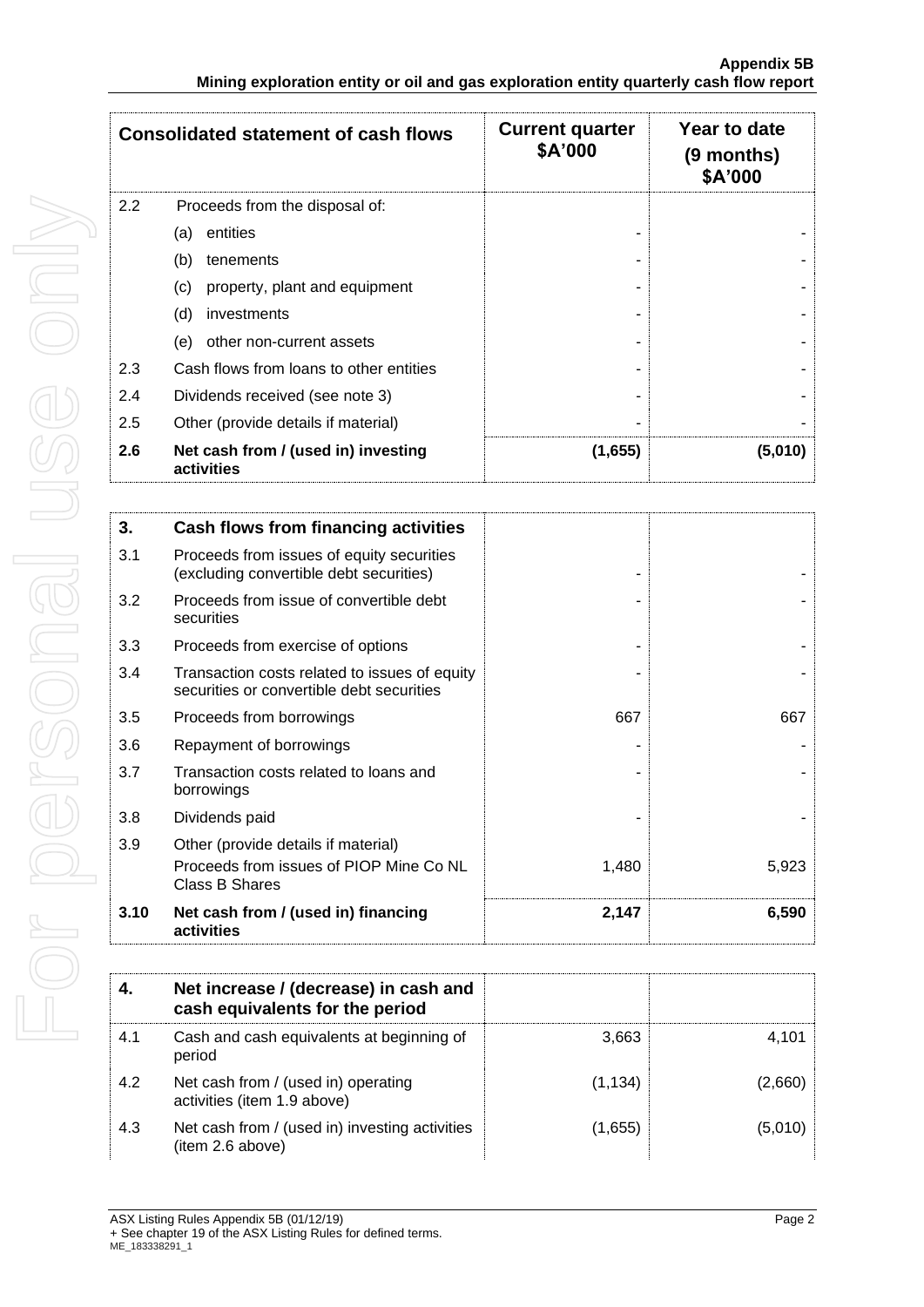| Consolidated statement of cash flows | | Current quarter $A'000 | Year to date (9 months) $A'000 |
|---|---|---|---|
| 2.2 | Proceeds from the disposal of: | | |
| | (a) entities | - | - |
| | (b) tenements | - | - |
| | (c) property, plant and equipment | - | - |
| | (d) investments | - | - |
| | (e) other non-current assets | - | - |
| 2.3 | Cash flows from loans to other entities | - | - |
| 2.4 | Dividends received (see note 3) | - | - |
| 2.5 | Other (provide details if material) | - | - |
| **2.6** | **Net cash from / (used in) investing activities** | **(1,655)** | **(5,010)** |

| **3.** | **Cash flows from financing activities** | | |
|---|---|---|---|
| 3.1 | Proceeds from issues of equity securities (excluding convertible debt securities) | - | - |
| 3.2 | Proceeds from issue of convertible debt securities | - | - |
| 3.3 | Proceeds from exercise of options | - | - |
| 3.4 | Transaction costs related to issues of equity securities or convertible debt securities | - | - |
| 3.5 | Proceeds from borrowings | 667 | 667 |
| 3.6 | Repayment of borrowings | - | - |
| 3.7 | Transaction costs related to loans and borrowings | - | - |
| 3.8 | Dividends paid | - | - |
| 3.9 | Other (provide details if material) Proceeds from issues of PIOP Mine Co NL Class B Shares | 1,480 | 5,923 |
| **3.10** | **Net cash from / (used in) financing activities** | **2,147** | **6,590** |

| **4.** | **Net increase / (decrease) in cash and cash equivalents for the period** | | |
|---|---|---|---|
| 4.1 | Cash and cash equivalents at beginning of period | 3,663 | 4,101 |
| 4.2 | Net cash from / (used in) operating activities (item 1.9 above) | (1,134) | (2,660) |
| 4.3 | Net cash from / (used in) investing activities (item 2.6 above) | (1,655) | (5,010) |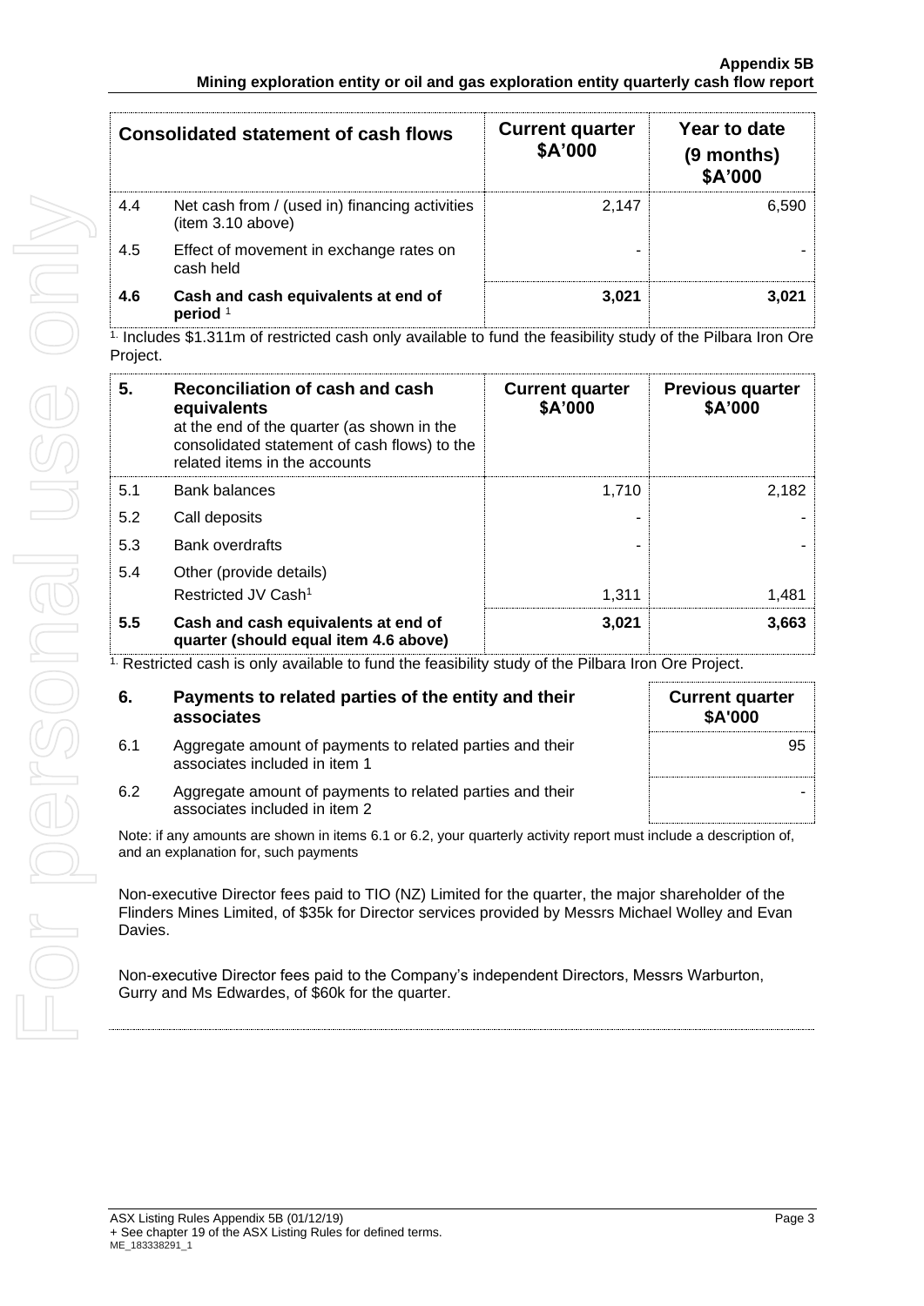| Consolidated statement of cash flows | | Current quarter $A'000 | Year to date (9 months) $A'000 |
|---|---|---|---|
| 4.4 | Net cash from / (used in) financing activities (item 3.10 above) | 2,147 | 6,590 |
| 4.5 | Effect of movement in exchange rates on cash held | - | - |
| **4.6** | **Cash and cash equivalents at end of period** [1] | **3,021** | **3,021** |

[1]. Includes $1.311m of restricted cash only available to fund the feasibility study of the Pilbara Iron Ore Project.

| 5. | Reconciliation of cash and cash equivalents at the end of the quarter (as shown in the consolidated statement of cash flows) to the related items in the accounts | Current quarter $A'000 | Previous quarter $A'000 |
|---|---|---|---|
| 5.1 | Bank balances | 1,710 | 2,182 |
| 5.2 | Call deposits | - | - |
| 5.3 | Bank overdrafts | - | - |
| 5.4 | Other (provide details) Restricted JV Cash[1] | 1,311 | 1,481 |
| **5.5** | **Cash and cash equivalents at end of quarter (should equal item 4.6 above)** | **3,021** | **3,663** |

[1]. Restricted cash is only available to fund the feasibility study of the Pilbara Iron Ore Project.

| 6. | Payments to related parties of the entity and their associates | Current quarter $A'000 |
|---|---|---|
| 6.1 | Aggregate amount of payments to related parties and their associates included in item 1 | 95 |
| 6.2 | Aggregate amount of payments to related parties and their associates included in item 2 | - |

Note: if any amounts are shown in items 6.1 or 6.2, your quarterly activity report must include a description of, and an explanation for, such payments

Non-executive Director fees paid to TIO (NZ) Limited for the quarter, the major shareholder of the Flinders Mines Limited, of $35k for Director services provided by Messrs Michael Wolley and Evan Davies.

Non-executive Director fees paid to the Company's independent Directors, Messrs Warburton, Gurry and Ms Edwardes, of $60k for the quarter.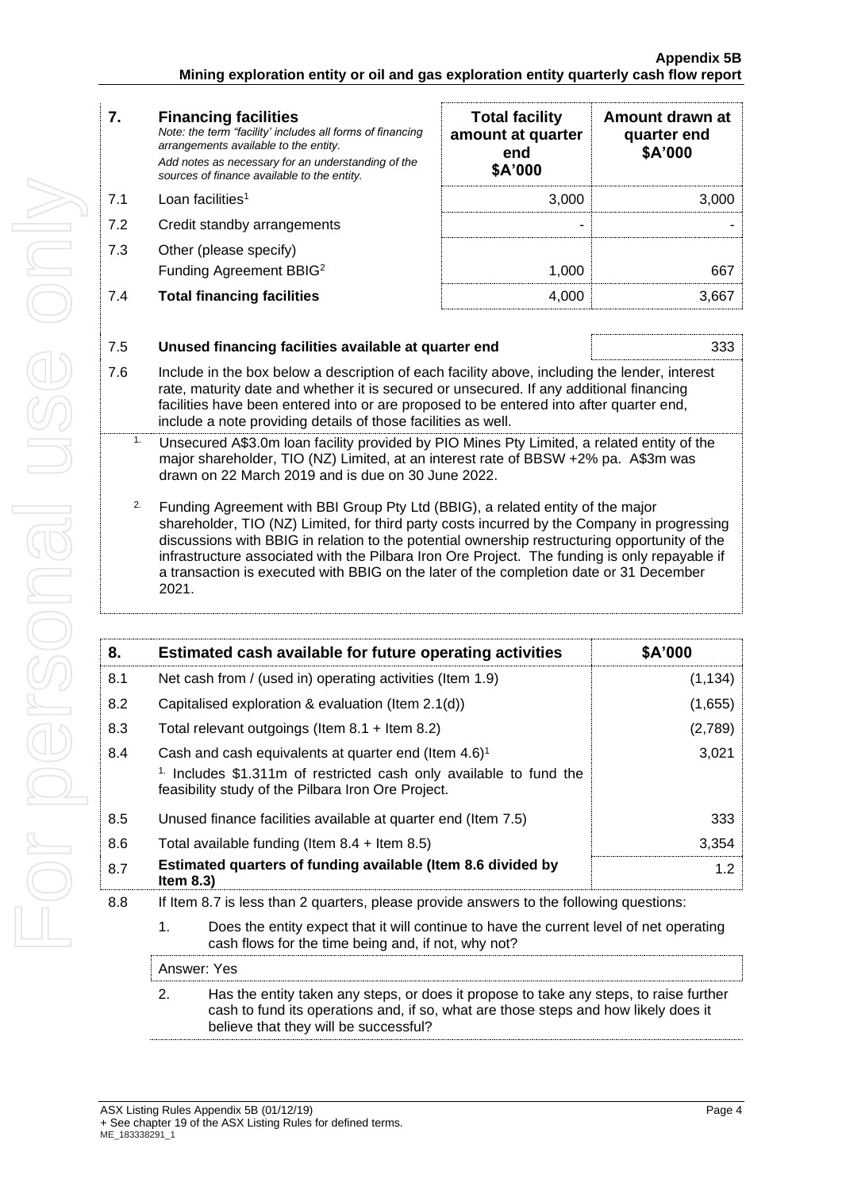| 7. | **Financing facilities**<br>*Note: the term "facility' includes all forms of financing arrangements available to the entity.*<br>*Add notes as necessary for an understanding of the sources of finance available to the entity.* | **Total facility amount at quarter end**<br>**\$A'000** | **Amount drawn at quarter end**<br>**\$A'000** |
|---|---|---|---|
| 7.1 | Loan facilities[1] | 3,000 | 3,000 |
| 7.2 | Credit standby arrangements | - | - |
| 7.3 | Other (please specify)<br>Funding Agreement BBIG[2] | 1,000 | 667 |
| 7.4 | **Total financing facilities** | 4,000 | 3,667 |

| 7.5 | **Unused financing facilities available at quarter end** | 333 |
|---|---|---|

7.6 Include in the box below a description of each facility above, including the lender, interest rate, maturity date and whether it is secured or unsecured. If any additional financing facilities have been entered into or are proposed to be entered into after quarter end, include a note providing details of those facilities as well.

1. Unsecured A\$3.0m loan facility provided by PIO Mines Pty Limited, a related entity of the major shareholder, TIO (NZ) Limited, at an interest rate of BBSW +2% pa. A\$3m was drawn on 22 March 2019 and is due on 30 June 2022.

2. Funding Agreement with BBI Group Pty Ltd (BBIG), a related entity of the major shareholder, TIO (NZ) Limited, for third party costs incurred by the Company in progressing discussions with BBIG in relation to the potential ownership restructuring opportunity of the infrastructure associated with the Pilbara Iron Ore Project. The funding is only repayable if a transaction is executed with BBIG on the later of the completion date or 31 December 2021.

| 8. | **Estimated cash available for future operating activities** | **\$A'000** |
|---|---|---|
| 8.1 | Net cash from / (used in) operating activities (Item 1.9) | (1,134) |
| 8.2 | Capitalised exploration & evaluation (Item 2.1(d)) | (1,655) |
| 8.3 | Total relevant outgoings (Item 8.1 + Item 8.2) | (2,789) |
| 8.4 | Cash and cash equivalents at quarter end (Item 4.6)[1]<br>[1] Includes \$1.311m of restricted cash only available to fund the feasibility study of the Pilbara Iron Ore Project. | 3,021 |
| 8.5 | Unused finance facilities available at quarter end (Item 7.5) | 333 |
| 8.6 | Total available funding (Item 8.4 + Item 8.5) | 3,354 |
| 8.7 | **Estimated quarters of funding available (Item 8.6 divided by Item 8.3)** | 1.2 |

8.8 If Item 8.7 is less than 2 quarters, please provide answers to the following questions:

1. Does the entity expect that it will continue to have the current level of net operating cash flows for the time being and, if not, why not?

Answer: Yes

2. Has the entity taken any steps, or does it propose to take any steps, to raise further cash to fund its operations and, if so, what are those steps and how likely does it believe that they will be successful?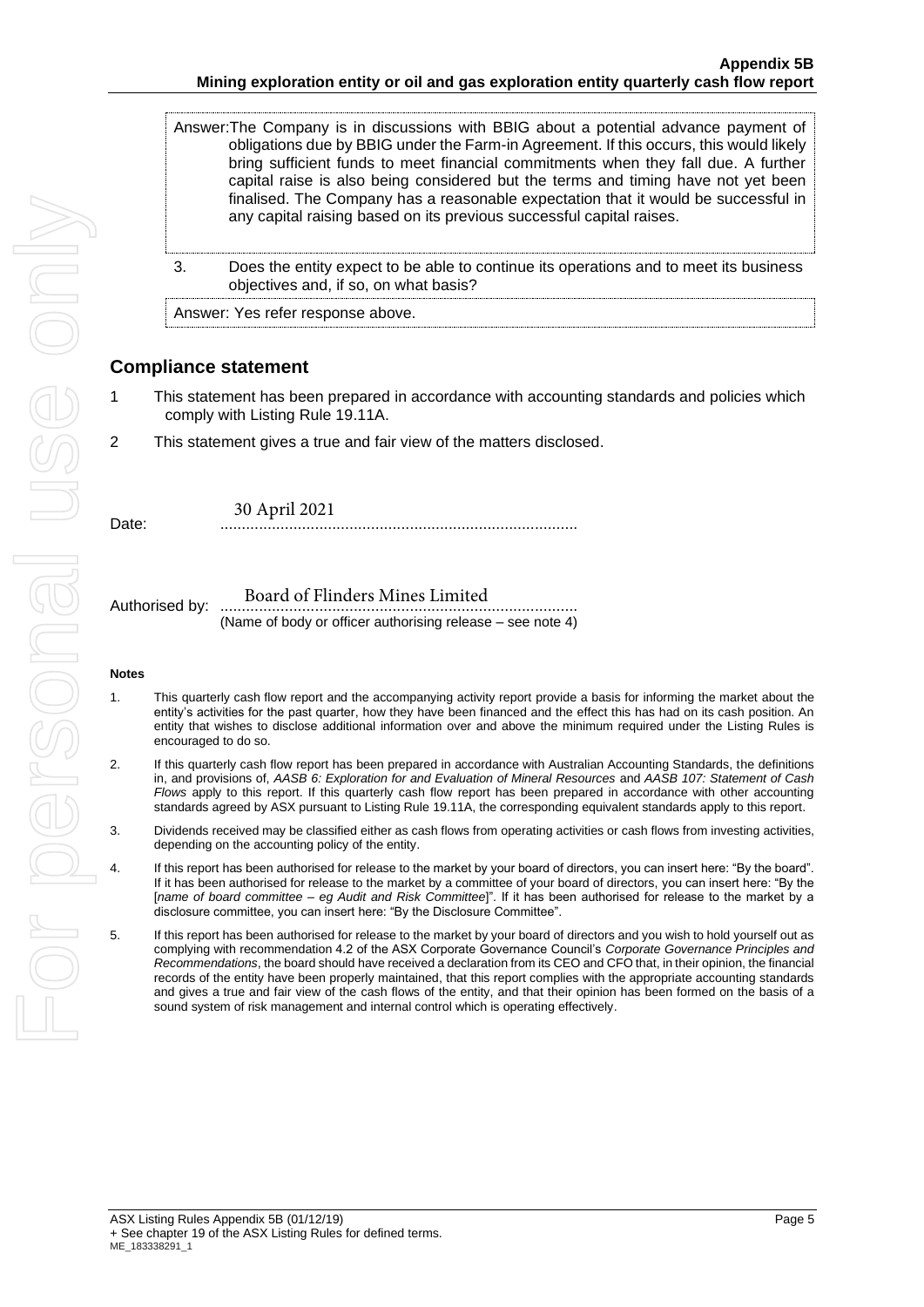Answer: The Company is in discussions with BBIG about a potential advance payment of obligations due by BBIG under the Farm-in Agreement. If this occurs, this would likely bring sufficient funds to meet financial commitments when they fall due. A further capital raise is also being considered but the terms and timing have not yet been finalised. The Company has a reasonable expectation that it would be successful in any capital raising based on its previous successful capital raises.

3. Does the entity expect to be able to continue its operations and to meet its business objectives and, if so, on what basis?

Answer: Yes refer response above.

## Compliance statement

1 This statement has been prepared in accordance with accounting standards and policies which comply with Listing Rule 19.11A.

2 This statement gives a true and fair view of the matters disclosed.

Date: 30 April 2021

Authorised by: Board of Flinders Mines Limited
(Name of body or officer authorising release – see note 4)

#### Notes

1. This quarterly cash flow report and the accompanying activity report provide a basis for informing the market about the entity's activities for the past quarter, how they have been financed and the effect this has had on its cash position. An entity that wishes to disclose additional information over and above the minimum required under the Listing Rules is encouraged to do so.

2. If this quarterly cash flow report has been prepared in accordance with Australian Accounting Standards, the definitions in, and provisions of, *AASB 6: Exploration for and Evaluation of Mineral Resources* and *AASB 107: Statement of Cash Flows* apply to this report. If this quarterly cash flow report has been prepared in accordance with other accounting standards agreed by ASX pursuant to Listing Rule 19.11A, the corresponding equivalent standards apply to this report.

3. Dividends received may be classified either as cash flows from operating activities or cash flows from investing activities, depending on the accounting policy of the entity.

4. If this report has been authorised for release to the market by your board of directors, you can insert here: "By the board". If it has been authorised for release to the market by a committee of your board of directors, you can insert here: "By the [*name of board committee – eg Audit and Risk Committee*]". If it has been authorised for release to the market by a disclosure committee, you can insert here: "By the Disclosure Committee".

5. If this report has been authorised for release to the market by your board of directors and you wish to hold yourself out as complying with recommendation 4.2 of the ASX Corporate Governance Council's *Corporate Governance Principles and Recommendations*, the board should have received a declaration from its CEO and CFO that, in their opinion, the financial records of the entity have been properly maintained, that this report complies with the appropriate accounting standards and gives a true and fair view of the cash flows of the entity, and that their opinion has been formed on the basis of a sound system of risk management and internal control which is operating effectively.